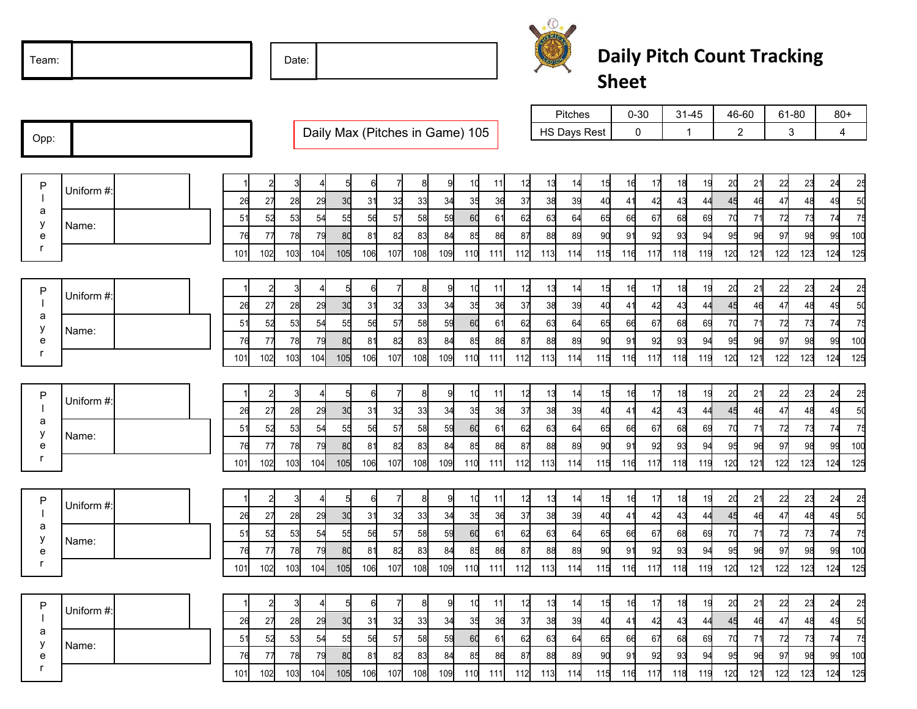# Daily Pitch Count Tracking Sheet

Team: 

Date: 

Opp: 

Daily Max (Pitches in Game) 105

| Pitches | 0-30 | 31-45 | 46-60 | 61-80 | 80+ |
|---|---|---|---|---|---|
| HS Days Rest | 0 | 1 | 2 | 3 | 4 |

**Player**

Uniform #: 

Name: 

| 1 | 2 | 3 | 4 | 5 | 6 | 7 | 8 | 9 | 10 | 11 | 12 | 13 | 14 | 15 | 16 | 17 | 18 | 19 | 20 | 21 | 22 | 23 | 24 | 25 |
|---|---|---|---|---|---|---|---|---|---|---|---|---|---|---|---|---|---|---|---|---|---|---|---|---|
| 26 | 27 | 28 | 29 | 30 | 31 | 32 | 33 | 34 | 35 | 36 | 37 | 38 | 39 | 40 | 41 | 42 | 43 | 44 | 45 | 46 | 47 | 48 | 49 | 50 |
| 51 | 52 | 53 | 54 | 55 | 56 | 57 | 58 | 59 | 60 | 61 | 62 | 63 | 64 | 65 | 66 | 67 | 68 | 69 | 70 | 71 | 72 | 73 | 74 | 75 |
| 76 | 77 | 78 | 79 | 80 | 81 | 82 | 83 | 84 | 85 | 86 | 87 | 88 | 89 | 90 | 91 | 92 | 93 | 94 | 95 | 96 | 97 | 98 | 99 | 100 |
| 101 | 102 | 103 | 104 | 105 | 106 | 107 | 108 | 109 | 110 | 111 | 112 | 113 | 114 | 115 | 116 | 117 | 118 | 119 | 120 | 121 | 122 | 123 | 124 | 125 |

**Player**

Uniform #: 

Name: 

| 1 | 2 | 3 | 4 | 5 | 6 | 7 | 8 | 9 | 10 | 11 | 12 | 13 | 14 | 15 | 16 | 17 | 18 | 19 | 20 | 21 | 22 | 23 | 24 | 25 |
|---|---|---|---|---|---|---|---|---|---|---|---|---|---|---|---|---|---|---|---|---|---|---|---|---|
| 26 | 27 | 28 | 29 | 30 | 31 | 32 | 33 | 34 | 35 | 36 | 37 | 38 | 39 | 40 | 41 | 42 | 43 | 44 | 45 | 46 | 47 | 48 | 49 | 50 |
| 51 | 52 | 53 | 54 | 55 | 56 | 57 | 58 | 59 | 60 | 61 | 62 | 63 | 64 | 65 | 66 | 67 | 68 | 69 | 70 | 71 | 72 | 73 | 74 | 75 |
| 76 | 77 | 78 | 79 | 80 | 81 | 82 | 83 | 84 | 85 | 86 | 87 | 88 | 89 | 90 | 91 | 92 | 93 | 94 | 95 | 96 | 97 | 98 | 99 | 100 |
| 101 | 102 | 103 | 104 | 105 | 106 | 107 | 108 | 109 | 110 | 111 | 112 | 113 | 114 | 115 | 116 | 117 | 118 | 119 | 120 | 121 | 122 | 123 | 124 | 125 |

**Player**

Uniform #: 

Name: 

| 1 | 2 | 3 | 4 | 5 | 6 | 7 | 8 | 9 | 10 | 11 | 12 | 13 | 14 | 15 | 16 | 17 | 18 | 19 | 20 | 21 | 22 | 23 | 24 | 25 |
|---|---|---|---|---|---|---|---|---|---|---|---|---|---|---|---|---|---|---|---|---|---|---|---|---|
| 26 | 27 | 28 | 29 | 30 | 31 | 32 | 33 | 34 | 35 | 36 | 37 | 38 | 39 | 40 | 41 | 42 | 43 | 44 | 45 | 46 | 47 | 48 | 49 | 50 |
| 51 | 52 | 53 | 54 | 55 | 56 | 57 | 58 | 59 | 60 | 61 | 62 | 63 | 64 | 65 | 66 | 67 | 68 | 69 | 70 | 71 | 72 | 73 | 74 | 75 |
| 76 | 77 | 78 | 79 | 80 | 81 | 82 | 83 | 84 | 85 | 86 | 87 | 88 | 89 | 90 | 91 | 92 | 93 | 94 | 95 | 96 | 97 | 98 | 99 | 100 |
| 101 | 102 | 103 | 104 | 105 | 106 | 107 | 108 | 109 | 110 | 111 | 112 | 113 | 114 | 115 | 116 | 117 | 118 | 119 | 120 | 121 | 122 | 123 | 124 | 125 |

**Player**

Uniform #: 

Name: 

| 1 | 2 | 3 | 4 | 5 | 6 | 7 | 8 | 9 | 10 | 11 | 12 | 13 | 14 | 15 | 16 | 17 | 18 | 19 | 20 | 21 | 22 | 23 | 24 | 25 |
|---|---|---|---|---|---|---|---|---|---|---|---|---|---|---|---|---|---|---|---|---|---|---|---|---|
| 26 | 27 | 28 | 29 | 30 | 31 | 32 | 33 | 34 | 35 | 36 | 37 | 38 | 39 | 40 | 41 | 42 | 43 | 44 | 45 | 46 | 47 | 48 | 49 | 50 |
| 51 | 52 | 53 | 54 | 55 | 56 | 57 | 58 | 59 | 60 | 61 | 62 | 63 | 64 | 65 | 66 | 67 | 68 | 69 | 70 | 71 | 72 | 73 | 74 | 75 |
| 76 | 77 | 78 | 79 | 80 | 81 | 82 | 83 | 84 | 85 | 86 | 87 | 88 | 89 | 90 | 91 | 92 | 93 | 94 | 95 | 96 | 97 | 98 | 99 | 100 |
| 101 | 102 | 103 | 104 | 105 | 106 | 107 | 108 | 109 | 110 | 111 | 112 | 113 | 114 | 115 | 116 | 117 | 118 | 119 | 120 | 121 | 122 | 123 | 124 | 125 |

**Player**

Uniform #: 

Name: 

| 1 | 2 | 3 | 4 | 5 | 6 | 7 | 8 | 9 | 10 | 11 | 12 | 13 | 14 | 15 | 16 | 17 | 18 | 19 | 20 | 21 | 22 | 23 | 24 | 25 |
|---|---|---|---|---|---|---|---|---|---|---|---|---|---|---|---|---|---|---|---|---|---|---|---|---|
| 26 | 27 | 28 | 29 | 30 | 31 | 32 | 33 | 34 | 35 | 36 | 37 | 38 | 39 | 40 | 41 | 42 | 43 | 44 | 45 | 46 | 47 | 48 | 49 | 50 |
| 51 | 52 | 53 | 54 | 55 | 56 | 57 | 58 | 59 | 60 | 61 | 62 | 63 | 64 | 65 | 66 | 67 | 68 | 69 | 70 | 71 | 72 | 73 | 74 | 75 |
| 76 | 77 | 78 | 79 | 80 | 81 | 82 | 83 | 84 | 85 | 86 | 87 | 88 | 89 | 90 | 91 | 92 | 93 | 94 | 95 | 96 | 97 | 98 | 99 | 100 |
| 101 | 102 | 103 | 104 | 105 | 106 | 107 | 108 | 109 | 110 | 111 | 112 | 113 | 114 | 115 | 116 | 117 | 118 | 119 | 120 | 121 | 122 | 123 | 124 | 125 |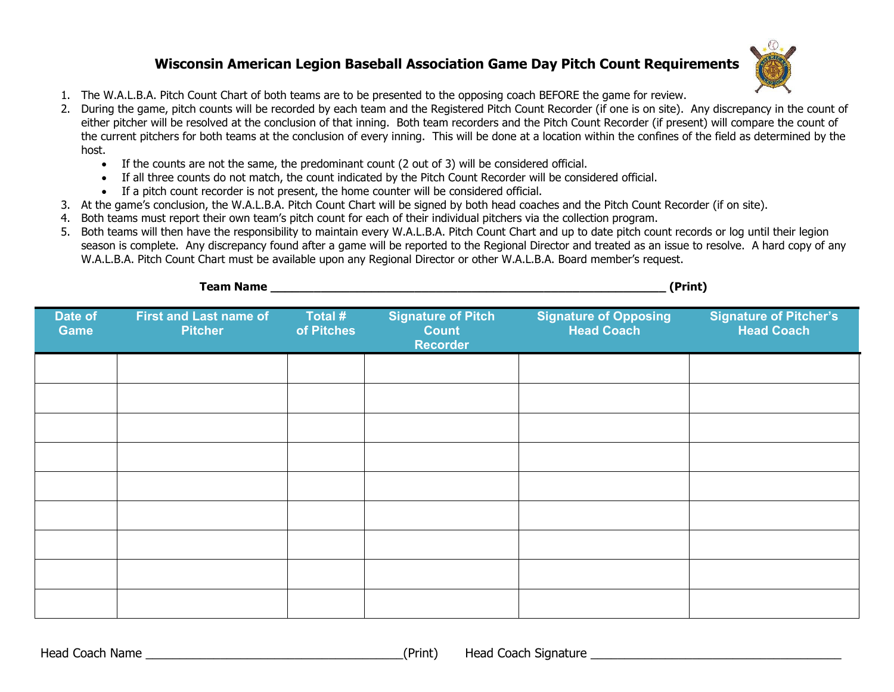# Wisconsin American Legion Baseball Association Game Day Pitch Count Requirements

1. The W.A.L.B.A. Pitch Count Chart of both teams are to be presented to the opposing coach BEFORE the game for review.
2. During the game, pitch counts will be recorded by each team and the Registered Pitch Count Recorder (if one is on site). Any discrepancy in the count of either pitcher will be resolved at the conclusion of that inning. Both team recorders and the Pitch Count Recorder (if present) will compare the count of the current pitchers for both teams at the conclusion of every inning. This will be done at a location within the confines of the field as determined by the host.
   - If the counts are not the same, the predominant count (2 out of 3) will be considered official.
   - If all three counts do not match, the count indicated by the Pitch Count Recorder will be considered official.
   - If a pitch count recorder is not present, the home counter will be considered official.
3. At the game's conclusion, the W.A.L.B.A. Pitch Count Chart will be signed by both head coaches and the Pitch Count Recorder (if on site).
4. Both teams must report their own team's pitch count for each of their individual pitchers via the collection program.
5. Both teams will then have the responsibility to maintain every W.A.L.B.A. Pitch Count Chart and up to date pitch count records or log until their legion season is complete. Any discrepancy found after a game will be reported to the Regional Director and treated as an issue to resolve. A hard copy of any W.A.L.B.A. Pitch Count Chart must be available upon any Regional Director or other W.A.L.B.A. Board member's request.

**Team Name ____________________________________________________________ (Print)**

| Date of Game | First and Last name of Pitcher | Total # of Pitches | Signature of Pitch Count Recorder | Signature of Opposing Head Coach | Signature of Pitcher's Head Coach |
|---|---|---|---|---|---|
| | | | | | |
| | | | | | |
| | | | | | |
| | | | | | |
| | | | | | |
| | | | | | |
| | | | | | |
| | | | | | |
| | | | | | |

Head Coach Name _______________________________________(Print) Head Coach Signature _____________________________________